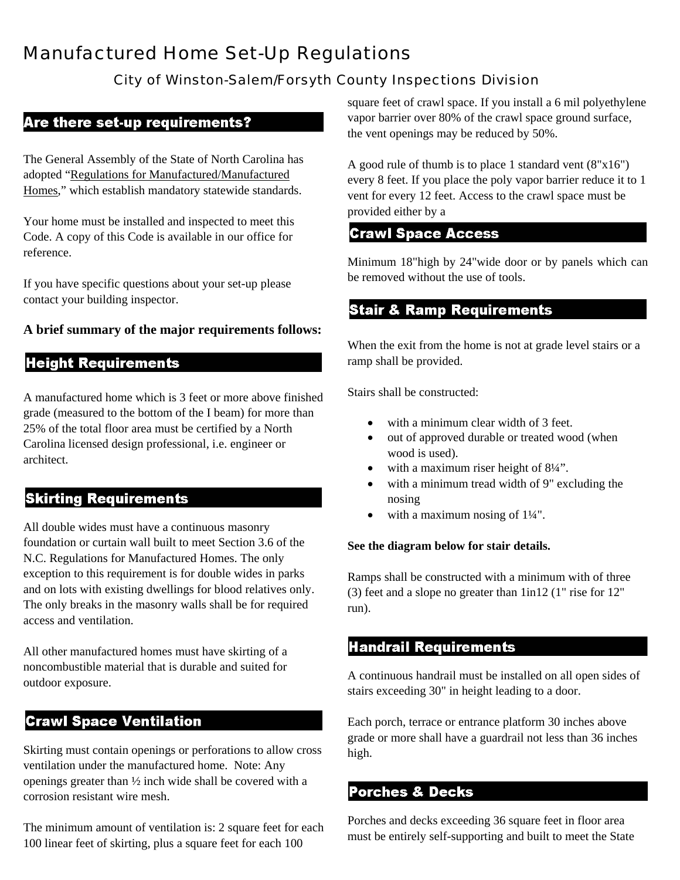# Manufactured Home Set-Up Regulations

City of Winston-Salem/Forsyth County Inspections Division

## Are there set-up requirements?

The General Assembly of the State of North Carolina has adopted "Regulations for Manufactured/Manufactured Homes," which establish mandatory statewide standards.

Your home must be installed and inspected to meet this Code. A copy of this Code is available in our office for reference.

If you have specific questions about your set-up please contact your building inspector.

**A brief summary of the major requirements follows:**

## Height Requirements

A manufactured home which is 3 feet or more above finished grade (measured to the bottom of the I beam) for more than 25% of the total floor area must be certified by a North Carolina licensed design professional, i.e. engineer or architect.

## Skirting Requirements

All double wides must have a continuous masonry foundation or curtain wall built to meet Section 3.6 of the N.C. Regulations for Manufactured Homes. The only exception to this requirement is for double wides in parks and on lots with existing dwellings for blood relatives only. The only breaks in the masonry walls shall be for required access and ventilation.

All other manufactured homes must have skirting of a noncombustible material that is durable and suited for outdoor exposure.

## Crawl Space Ventilation

Skirting must contain openings or perforations to allow cross ventilation under the manufactured home. Note: Any openings greater than ½ inch wide shall be covered with a corrosion resistant wire mesh.

The minimum amount of ventilation is: 2 square feet for each 100 linear feet of skirting, plus a square feet for each 100 square feet of crawl space. If you install a 6 mil polyethylene vapor barrier over 80% of the crawl space ground surface, the vent openings may be reduced by 50%.

A good rule of thumb is to place 1 standard vent (8"x16") every 8 feet. If you place the poly vapor barrier reduce it to 1 vent for every 12 feet. Access to the crawl space must be provided either by a

## Crawl Space Access

Minimum 18"high by 24"wide door or by panels which can be removed without the use of tools.

## Stair & Ramp Requirements

When the exit from the home is not at grade level stairs or a ramp shall be provided.

Stairs shall be constructed:

- with a minimum clear width of 3 feet.
- out of approved durable or treated wood (when wood is used).
- with a maximum riser height of 8¼".
- with a minimum tread width of 9" excluding the nosing
- with a maximum nosing of 1¼".

**See the diagram below for stair details.**

Ramps shall be constructed with a minimum with of three (3) feet and a slope no greater than 1in12 (1" rise for 12" run).

## Handrail Requirements

A continuous handrail must be installed on all open sides of stairs exceeding 30" in height leading to a door.

Each porch, terrace or entrance platform 30 inches above grade or more shall have a guardrail not less than 36 inches high.

## Porches & Decks

Porches and decks exceeding 36 square feet in floor area must be entirely self-supporting and built to meet the State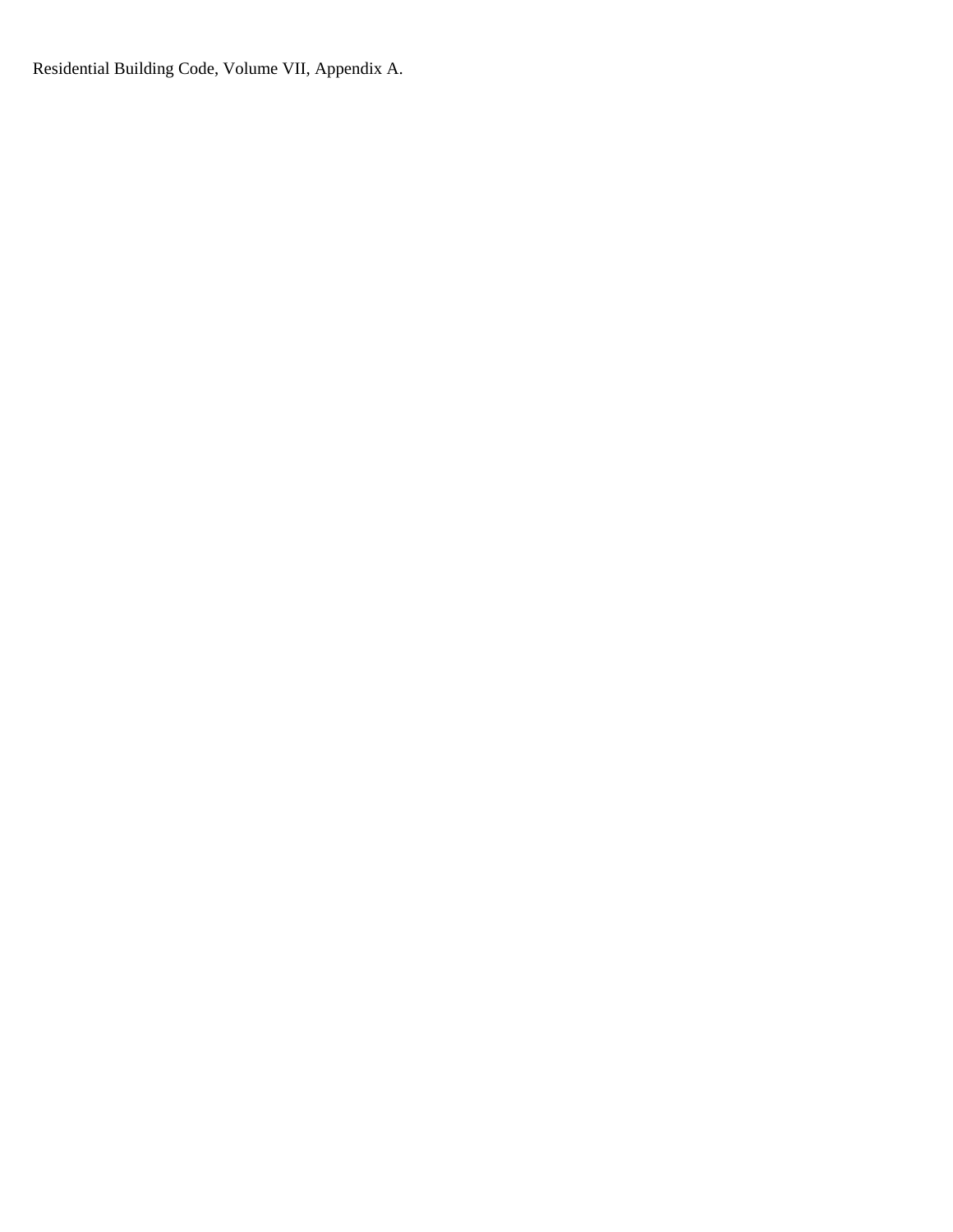Residential Building Code, Volume VII, Appendix A.